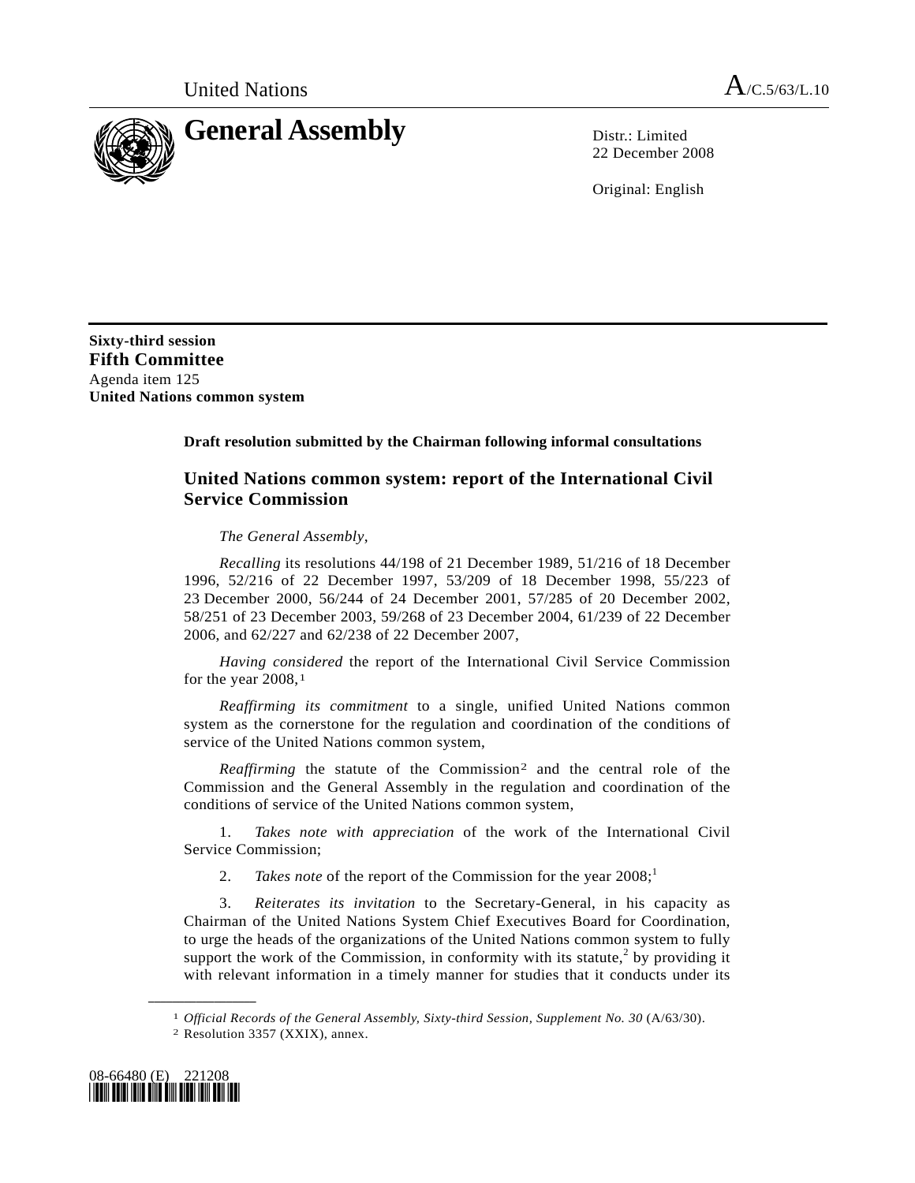United Nations A/C.5/63/L.10

# General Assembly

Distr.: Limited
22 December 2008

Original: English

**Sixty-third session**
**Fifth Committee**
Agenda item 125
**United Nations common system**

**Draft resolution submitted by the Chairman following informal consultations**

## United Nations common system: report of the International Civil Service Commission

*The General Assembly*,

*Recalling* its resolutions 44/198 of 21 December 1989, 51/216 of 18 December 1996, 52/216 of 22 December 1997, 53/209 of 18 December 1998, 55/223 of 23 December 2000, 56/244 of 24 December 2001, 57/285 of 20 December 2002, 58/251 of 23 December 2003, 59/268 of 23 December 2004, 61/239 of 22 December 2006, and 62/227 and 62/238 of 22 December 2007,

*Having considered* the report of the International Civil Service Commission for the year 2008,[1]

*Reaffirming its commitment* to a single, unified United Nations common system as the cornerstone for the regulation and coordination of the conditions of service of the United Nations common system,

*Reaffirming* the statute of the Commission[2] and the central role of the Commission and the General Assembly in the regulation and coordination of the conditions of service of the United Nations common system,

1. *Takes note with appreciation* of the work of the International Civil Service Commission;

2. *Takes note* of the report of the Commission for the year 2008;[1]

3. *Reiterates its invitation* to the Secretary-General, in his capacity as Chairman of the United Nations System Chief Executives Board for Coordination, to urge the heads of the organizations of the United Nations common system to fully support the work of the Commission, in conformity with its statute,[2] by providing it with relevant information in a timely manner for studies that it conducts under its

---

[1] *Official Records of the General Assembly, Sixty-third Session, Supplement No. 30* (A/63/30).

[2] Resolution 3357 (XXIX), annex.

08-66480 (E) 221208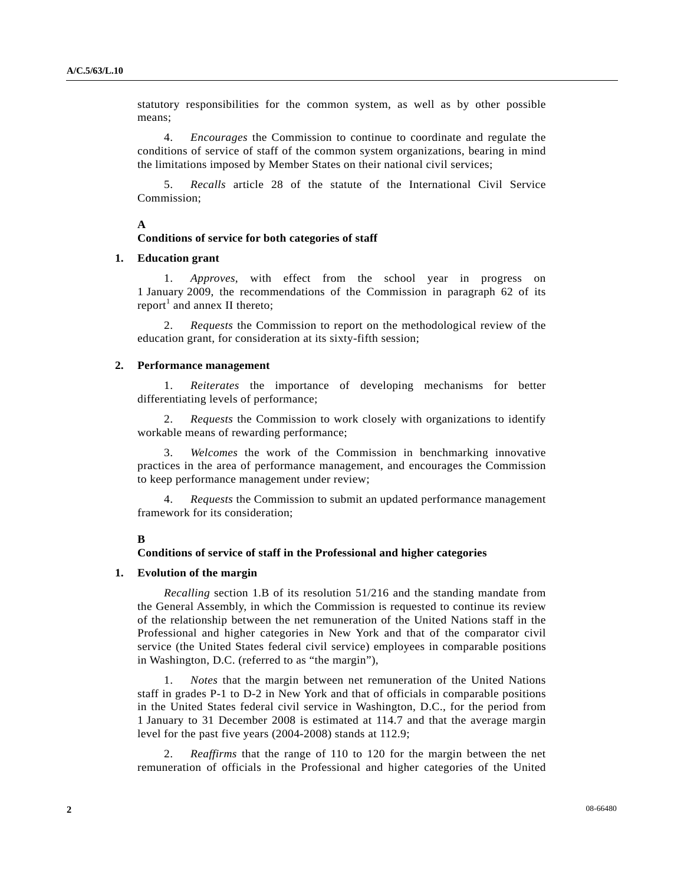statutory responsibilities for the common system, as well as by other possible means;

4. *Encourages* the Commission to continue to coordinate and regulate the conditions of service of staff of the common system organizations, bearing in mind the limitations imposed by Member States on their national civil services;

5. *Recalls* article 28 of the statute of the International Civil Service Commission;

## A

## Conditions of service for both categories of staff

### 1. Education grant

1. *Approves*, with effect from the school year in progress on 1 January 2009, the recommendations of the Commission in paragraph 62 of its report[1] and annex II thereto;

2. *Requests* the Commission to report on the methodological review of the education grant, for consideration at its sixty-fifth session;

### 2. Performance management

1. *Reiterates* the importance of developing mechanisms for better differentiating levels of performance;

2. *Requests* the Commission to work closely with organizations to identify workable means of rewarding performance;

3. *Welcomes* the work of the Commission in benchmarking innovative practices in the area of performance management, and encourages the Commission to keep performance management under review;

4. *Requests* the Commission to submit an updated performance management framework for its consideration;

## B

## Conditions of service of staff in the Professional and higher categories

### 1. Evolution of the margin

*Recalling* section 1.B of its resolution 51/216 and the standing mandate from the General Assembly, in which the Commission is requested to continue its review of the relationship between the net remuneration of the United Nations staff in the Professional and higher categories in New York and that of the comparator civil service (the United States federal civil service) employees in comparable positions in Washington, D.C. (referred to as "the margin"),

1. *Notes* that the margin between net remuneration of the United Nations staff in grades P-1 to D-2 in New York and that of officials in comparable positions in the United States federal civil service in Washington, D.C., for the period from 1 January to 31 December 2008 is estimated at 114.7 and that the average margin level for the past five years (2004-2008) stands at 112.9;

2. *Reaffirms* that the range of 110 to 120 for the margin between the net remuneration of officials in the Professional and higher categories of the United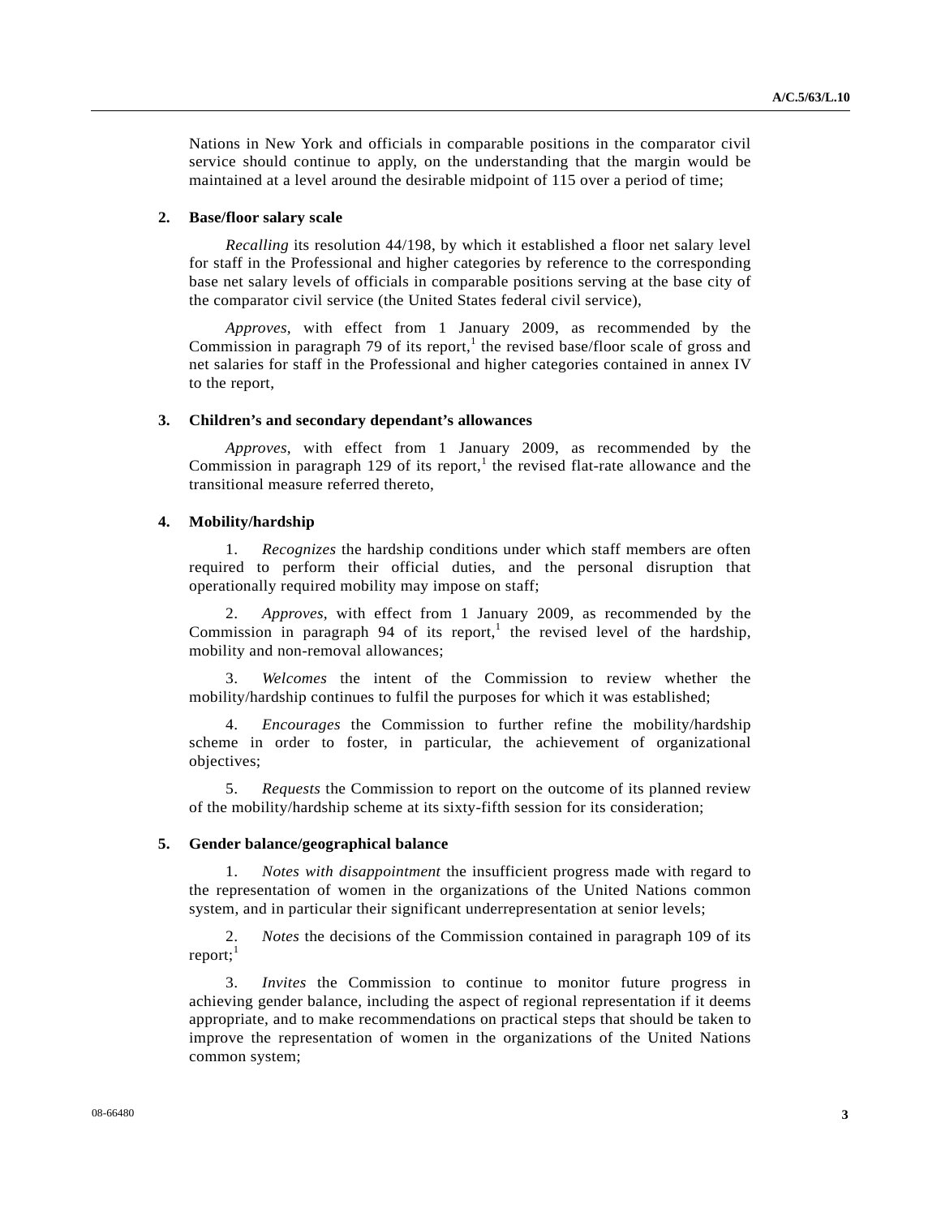Nations in New York and officials in comparable positions in the comparator civil service should continue to apply, on the understanding that the margin would be maintained at a level around the desirable midpoint of 115 over a period of time;

**2. Base/floor salary scale**

*Recalling* its resolution 44/198, by which it established a floor net salary level for staff in the Professional and higher categories by reference to the corresponding base net salary levels of officials in comparable positions serving at the base city of the comparator civil service (the United States federal civil service),

*Approves*, with effect from 1 January 2009, as recommended by the Commission in paragraph 79 of its report,[1] the revised base/floor scale of gross and net salaries for staff in the Professional and higher categories contained in annex IV to the report,

**3. Children's and secondary dependant's allowances**

*Approves*, with effect from 1 January 2009, as recommended by the Commission in paragraph 129 of its report,[1] the revised flat-rate allowance and the transitional measure referred thereto,

**4. Mobility/hardship**

1. *Recognizes* the hardship conditions under which staff members are often required to perform their official duties, and the personal disruption that operationally required mobility may impose on staff;

2. *Approves*, with effect from 1 January 2009, as recommended by the Commission in paragraph 94 of its report,[1] the revised level of the hardship, mobility and non-removal allowances;

3. *Welcomes* the intent of the Commission to review whether the mobility/hardship continues to fulfil the purposes for which it was established;

4. *Encourages* the Commission to further refine the mobility/hardship scheme in order to foster, in particular, the achievement of organizational objectives;

5. *Requests* the Commission to report on the outcome of its planned review of the mobility/hardship scheme at its sixty-fifth session for its consideration;

**5. Gender balance/geographical balance**

1. *Notes with disappointment* the insufficient progress made with regard to the representation of women in the organizations of the United Nations common system, and in particular their significant underrepresentation at senior levels;

2. *Notes* the decisions of the Commission contained in paragraph 109 of its report;[1]

3. *Invites* the Commission to continue to monitor future progress in achieving gender balance, including the aspect of regional representation if it deems appropriate, and to make recommendations on practical steps that should be taken to improve the representation of women in the organizations of the United Nations common system;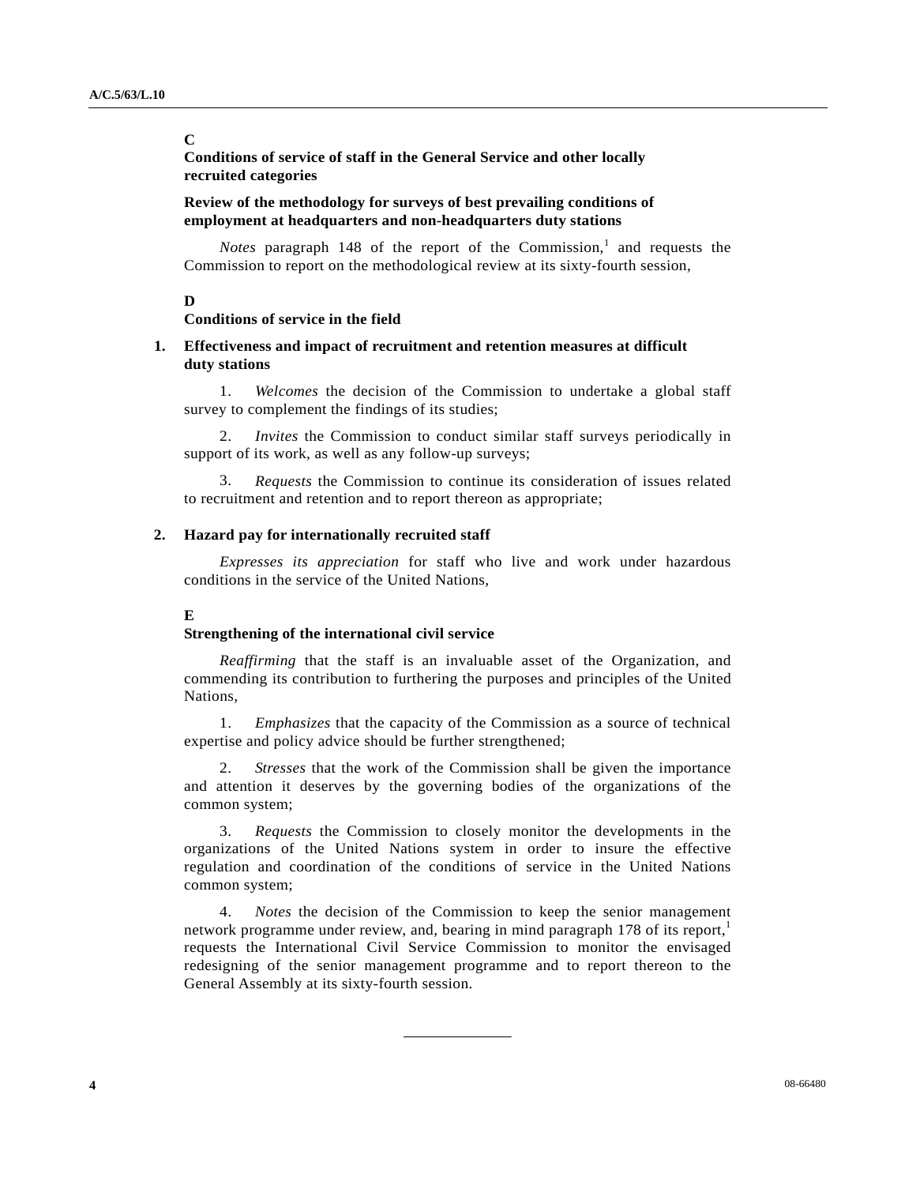## C
**Conditions of service of staff in the General Service and other locally recruited categories**

**Review of the methodology for surveys of best prevailing conditions of employment at headquarters and non-headquarters duty stations**

*Notes* paragraph 148 of the report of the Commission,[1] and requests the Commission to report on the methodological review at its sixty-fourth session,

## D
**Conditions of service in the field**

### 1. Effectiveness and impact of recruitment and retention measures at difficult duty stations

1. *Welcomes* the decision of the Commission to undertake a global staff survey to complement the findings of its studies;

2. *Invites* the Commission to conduct similar staff surveys periodically in support of its work, as well as any follow-up surveys;

3. *Requests* the Commission to continue its consideration of issues related to recruitment and retention and to report thereon as appropriate;

### 2. Hazard pay for internationally recruited staff

*Expresses its appreciation* for staff who live and work under hazardous conditions in the service of the United Nations,

## E
**Strengthening of the international civil service**

*Reaffirming* that the staff is an invaluable asset of the Organization, and commending its contribution to furthering the purposes and principles of the United Nations,

1. *Emphasizes* that the capacity of the Commission as a source of technical expertise and policy advice should be further strengthened;

2. *Stresses* that the work of the Commission shall be given the importance and attention it deserves by the governing bodies of the organizations of the common system;

3. *Requests* the Commission to closely monitor the developments in the organizations of the United Nations system in order to insure the effective regulation and coordination of the conditions of service in the United Nations common system;

4. *Notes* the decision of the Commission to keep the senior management network programme under review, and, bearing in mind paragraph 178 of its report,[1] requests the International Civil Service Commission to monitor the envisaged redesigning of the senior management programme and to report thereon to the General Assembly at its sixty-fourth session.